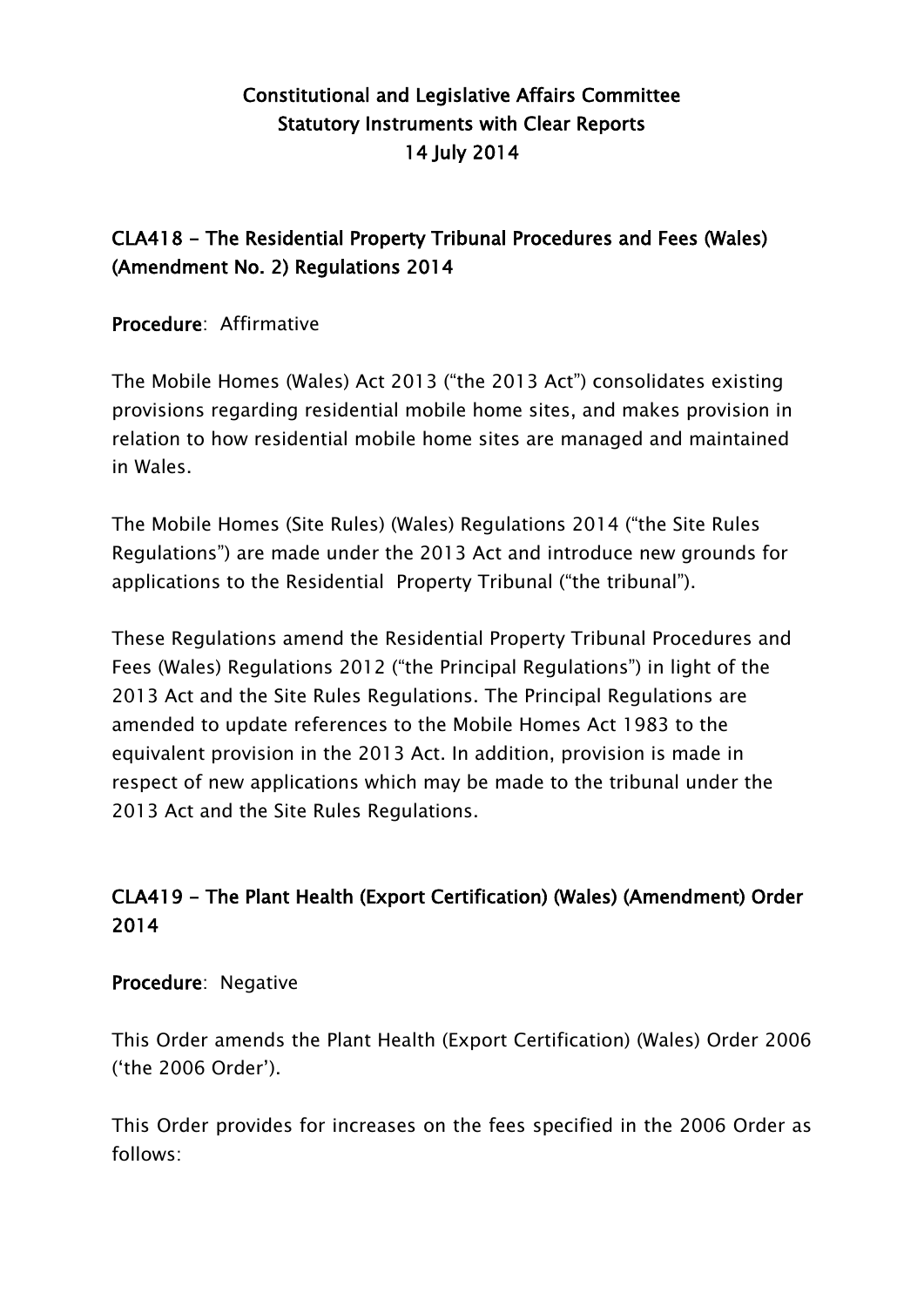# Constitutional and Legislative Affairs Committee
## Statutory Instruments with Clear Reports
## 14 July 2014

### CLA418 - The Residential Property Tribunal Procedures and Fees (Wales) (Amendment No. 2) Regulations 2014

**Procedure**: Affirmative

The Mobile Homes (Wales) Act 2013 ("the 2013 Act") consolidates existing provisions regarding residential mobile home sites, and makes provision in relation to how residential mobile home sites are managed and maintained in Wales.

The Mobile Homes (Site Rules) (Wales) Regulations 2014 ("the Site Rules Regulations") are made under the 2013 Act and introduce new grounds for applications to the Residential Property Tribunal ("the tribunal").

These Regulations amend the Residential Property Tribunal Procedures and Fees (Wales) Regulations 2012 ("the Principal Regulations") in light of the 2013 Act and the Site Rules Regulations. The Principal Regulations are amended to update references to the Mobile Homes Act 1983 to the equivalent provision in the 2013 Act. In addition, provision is made in respect of new applications which may be made to the tribunal under the 2013 Act and the Site Rules Regulations.

### CLA419 - The Plant Health (Export Certification) (Wales) (Amendment) Order 2014

**Procedure**: Negative

This Order amends the Plant Health (Export Certification) (Wales) Order 2006 ('the 2006 Order').

This Order provides for increases on the fees specified in the 2006 Order as follows: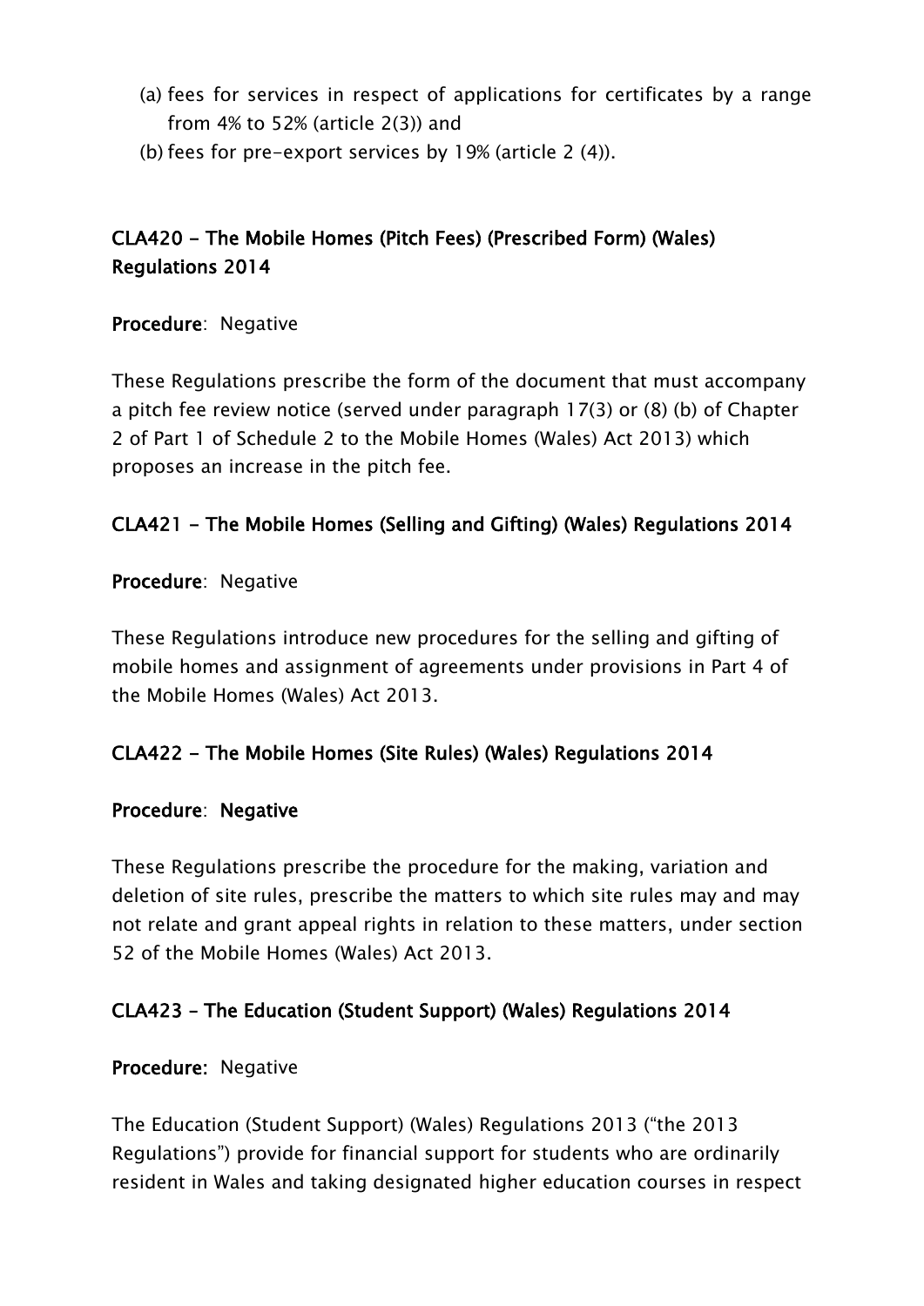(a) fees for services in respect of applications for certificates by a range from 4% to 52% (article 2(3)) and

(b) fees for pre-export services by 19% (article 2 (4)).

### CLA420 - The Mobile Homes (Pitch Fees) (Prescribed Form) (Wales) Regulations 2014

**Procedure**: Negative

These Regulations prescribe the form of the document that must accompany a pitch fee review notice (served under paragraph 17(3) or (8) (b) of Chapter 2 of Part 1 of Schedule 2 to the Mobile Homes (Wales) Act 2013) which proposes an increase in the pitch fee.

### CLA421 - The Mobile Homes (Selling and Gifting) (Wales) Regulations 2014

**Procedure**: Negative

These Regulations introduce new procedures for the selling and gifting of mobile homes and assignment of agreements under provisions in Part 4 of the Mobile Homes (Wales) Act 2013.

### CLA422 - The Mobile Homes (Site Rules) (Wales) Regulations 2014

**Procedure**: **Negative**

These Regulations prescribe the procedure for the making, variation and deletion of site rules, prescribe the matters to which site rules may and may not relate and grant appeal rights in relation to these matters, under section 52 of the Mobile Homes (Wales) Act 2013.

### CLA423 – The Education (Student Support) (Wales) Regulations 2014

**Procedure:** Negative

The Education (Student Support) (Wales) Regulations 2013 ("the 2013 Regulations") provide for financial support for students who are ordinarily resident in Wales and taking designated higher education courses in respect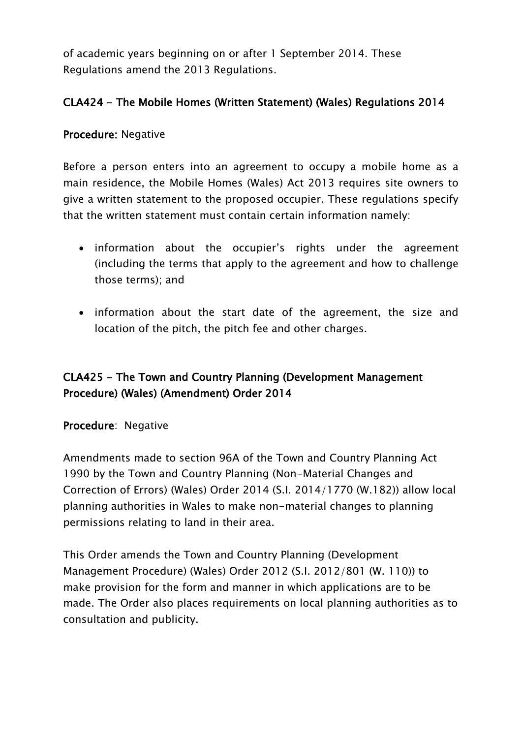of academic years beginning on or after 1 September 2014. These Regulations amend the 2013 Regulations.

### CLA424 - The Mobile Homes (Written Statement) (Wales) Regulations 2014

**Procedure**: Negative

Before a person enters into an agreement to occupy a mobile home as a main residence, the Mobile Homes (Wales) Act 2013 requires site owners to give a written statement to the proposed occupier. These regulations specify that the written statement must contain certain information namely:

- information about the occupier's rights under the agreement (including the terms that apply to the agreement and how to challenge those terms); and
- information about the start date of the agreement, the size and location of the pitch, the pitch fee and other charges.

### CLA425 - The Town and Country Planning (Development Management Procedure) (Wales) (Amendment) Order 2014

**Procedure**: Negative

Amendments made to section 96A of the Town and Country Planning Act 1990 by the Town and Country Planning (Non-Material Changes and Correction of Errors) (Wales) Order 2014 (S.I. 2014/1770 (W.182)) allow local planning authorities in Wales to make non-material changes to planning permissions relating to land in their area.

This Order amends the Town and Country Planning (Development Management Procedure) (Wales) Order 2012 (S.I. 2012/801 (W. 110)) to make provision for the form and manner in which applications are to be made. The Order also places requirements on local planning authorities as to consultation and publicity.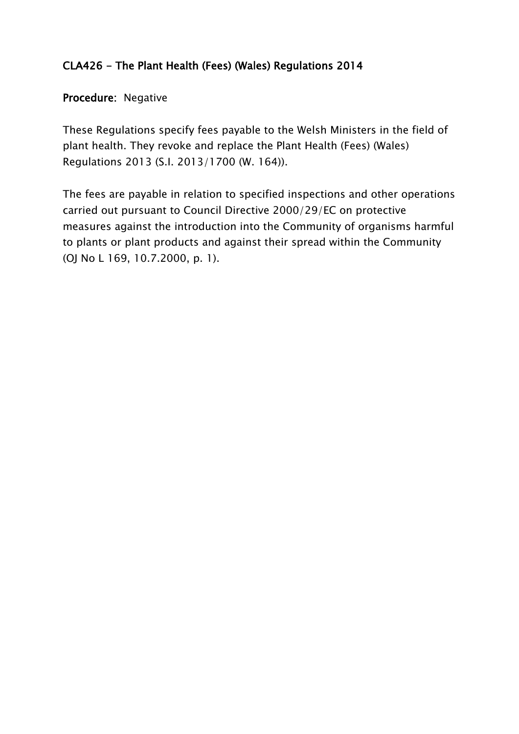**CLA426 - The Plant Health (Fees) (Wales) Regulations 2014**

**Procedure:** Negative

These Regulations specify fees payable to the Welsh Ministers in the field of plant health. They revoke and replace the Plant Health (Fees) (Wales) Regulations 2013 (S.I. 2013/1700 (W. 164)).

The fees are payable in relation to specified inspections and other operations carried out pursuant to Council Directive 2000/29/EC on protective measures against the introduction into the Community of organisms harmful to plants or plant products and against their spread within the Community (OJ No L 169, 10.7.2000, p. 1).